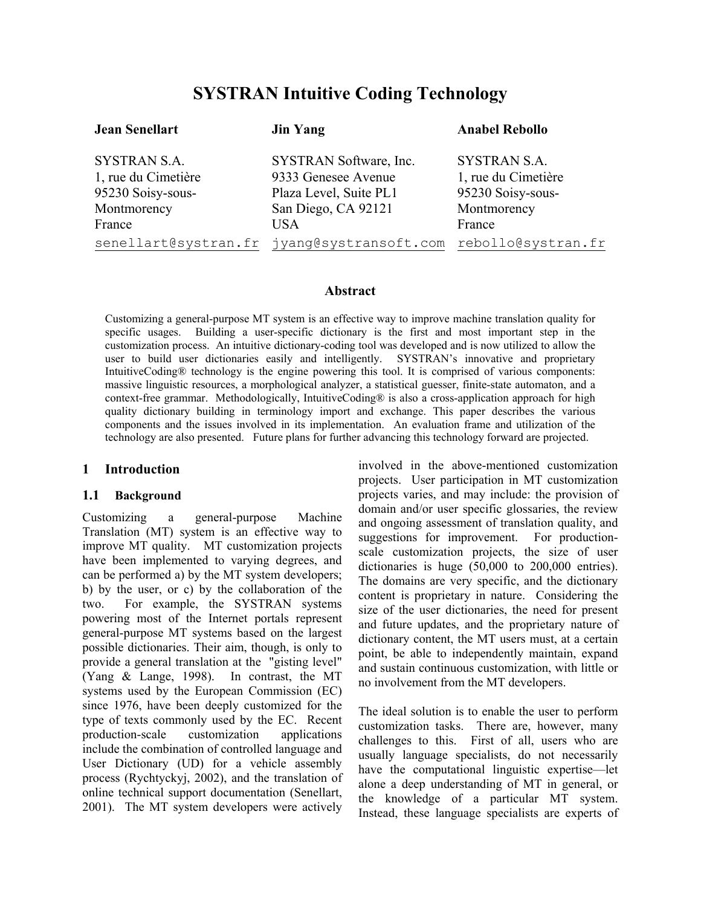# SYSTRAN Intuitive Coding Technology

**Jean Senellart**

SYSTRAN S.A.
1, rue du Cimetière
95230 Soisy-sous-Montmorency
France
senellart@systran.fr

**Jin Yang**

SYSTRAN Software, Inc.
9333 Genesee Avenue
Plaza Level, Suite PL1
San Diego, CA 92121
USA
jyang@systransoft.com

**Anabel Rebollo**

SYSTRAN S.A.
1, rue du Cimetière
95230 Soisy-sous-Montmorency
France
rebollo@systran.fr

## Abstract

Customizing a general-purpose MT system is an effective way to improve machine translation quality for specific usages. Building a user-specific dictionary is the first and most important step in the customization process. An intuitive dictionary-coding tool was developed and is now utilized to allow the user to build user dictionaries easily and intelligently. SYSTRAN's innovative and proprietary IntuitiveCoding® technology is the engine powering this tool. It is comprised of various components: massive linguistic resources, a morphological analyzer, a statistical guesser, finite-state automaton, and a context-free grammar. Methodologically, IntuitiveCoding® is also a cross-application approach for high quality dictionary building in terminology import and exchange. This paper describes the various components and the issues involved in its implementation. An evaluation frame and utilization of the technology are also presented. Future plans for further advancing this technology forward are projected.

## 1 Introduction

### 1.1 Background

Customizing a general-purpose Machine Translation (MT) system is an effective way to improve MT quality. MT customization projects have been implemented to varying degrees, and can be performed a) by the MT system developers; b) by the user, or c) by the collaboration of the two. For example, the SYSTRAN systems powering most of the Internet portals represent general-purpose MT systems based on the largest possible dictionaries. Their aim, though, is only to provide a general translation at the "gisting level" (Yang & Lange, 1998). In contrast, the MT systems used by the European Commission (EC) since 1976, have been deeply customized for the type of texts commonly used by the EC. Recent production-scale customization applications include the combination of controlled language and User Dictionary (UD) for a vehicle assembly process (Rychtyckyj, 2002), and the translation of online technical support documentation (Senellart, 2001). The MT system developers were actively involved in the above-mentioned customization projects. User participation in MT customization projects varies, and may include: the provision of domain and/or user specific glossaries, the review and ongoing assessment of translation quality, and suggestions for improvement. For production-scale customization projects, the size of user dictionaries is huge (50,000 to 200,000 entries). The domains are very specific, and the dictionary content is proprietary in nature. Considering the size of the user dictionaries, the need for present and future updates, and the proprietary nature of dictionary content, the MT users must, at a certain point, be able to independently maintain, expand and sustain continuous customization, with little or no involvement from the MT developers.

The ideal solution is to enable the user to perform customization tasks. There are, however, many challenges to this. First of all, users who are usually language specialists, do not necessarily have the computational linguistic expertise—let alone a deep understanding of MT in general, or the knowledge of a particular MT system. Instead, these language specialists are experts of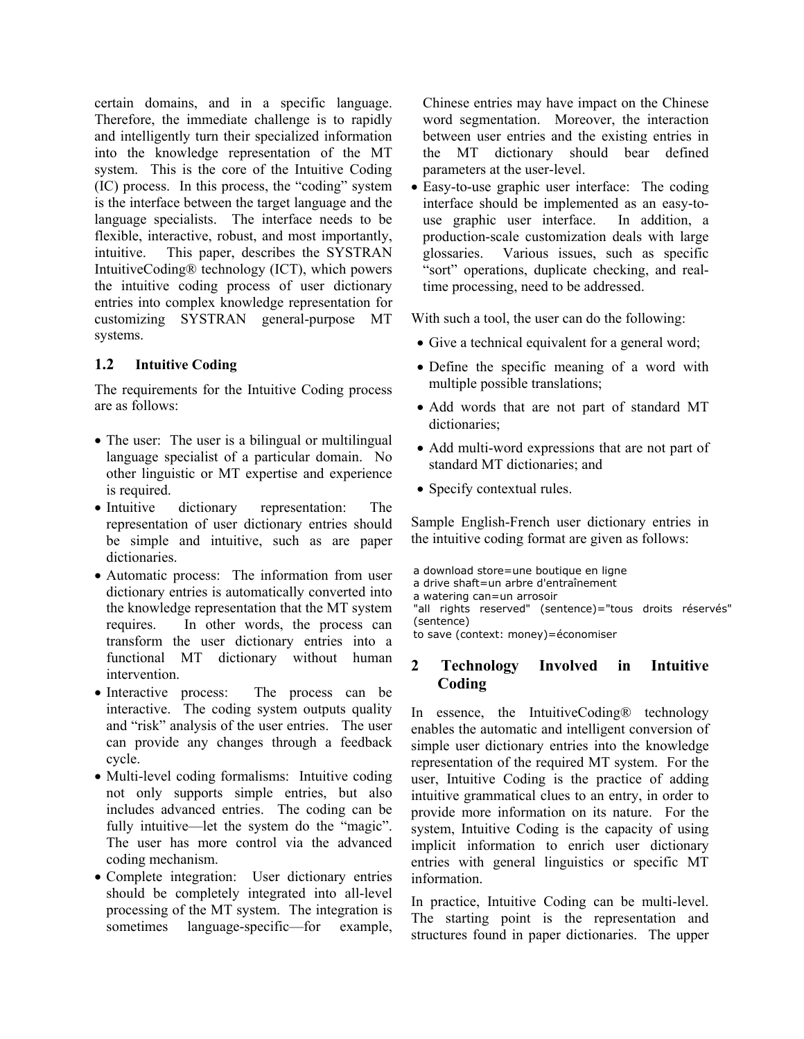certain domains, and in a specific language. Therefore, the immediate challenge is to rapidly and intelligently turn their specialized information into the knowledge representation of the MT system. This is the core of the Intuitive Coding (IC) process. In this process, the "coding" system is the interface between the target language and the language specialists. The interface needs to be flexible, interactive, robust, and most importantly, intuitive. This paper, describes the SYSTRAN IntuitiveCoding® technology (ICT), which powers the intuitive coding process of user dictionary entries into complex knowledge representation for customizing SYSTRAN general-purpose MT systems.

### 1.2 Intuitive Coding

The requirements for the Intuitive Coding process are as follows:

- The user: The user is a bilingual or multilingual language specialist of a particular domain. No other linguistic or MT expertise and experience is required.
- Intuitive dictionary representation: The representation of user dictionary entries should be simple and intuitive, such as are paper dictionaries.
- Automatic process: The information from user dictionary entries is automatically converted into the knowledge representation that the MT system requires. In other words, the process can transform the user dictionary entries into a functional MT dictionary without human intervention.
- Interactive process: The process can be interactive. The coding system outputs quality and "risk" analysis of the user entries. The user can provide any changes through a feedback cycle.
- Multi-level coding formalisms: Intuitive coding not only supports simple entries, but also includes advanced entries. The coding can be fully intuitive—let the system do the "magic". The user has more control via the advanced coding mechanism.
- Complete integration: User dictionary entries should be completely integrated into all-level processing of the MT system. The integration is sometimes language-specific—for example, Chinese entries may have impact on the Chinese word segmentation. Moreover, the interaction between user entries and the existing entries in the MT dictionary should bear defined parameters at the user-level.
- Easy-to-use graphic user interface: The coding interface should be implemented as an easy-to-use graphic user interface. In addition, a production-scale customization deals with large glossaries. Various issues, such as specific "sort" operations, duplicate checking, and real-time processing, need to be addressed.

With such a tool, the user can do the following:

- Give a technical equivalent for a general word;
- Define the specific meaning of a word with multiple possible translations;
- Add words that are not part of standard MT dictionaries;
- Add multi-word expressions that are not part of standard MT dictionaries; and
- Specify contextual rules.

Sample English-French user dictionary entries in the intuitive coding format are given as follows:

```
a download store=une boutique en ligne
a drive shaft=un arbre d'entraînement
a watering can=un arrosoir
"all rights reserved" (sentence)="tous droits réservés" (sentence)
to save (context: money)=économiser
```

## 2 Technology Involved in Intuitive Coding

In essence, the IntuitiveCoding® technology enables the automatic and intelligent conversion of simple user dictionary entries into the knowledge representation of the required MT system. For the user, Intuitive Coding is the practice of adding intuitive grammatical clues to an entry, in order to provide more information on its nature. For the system, Intuitive Coding is the capacity of using implicit information to enrich user dictionary entries with general linguistics or specific MT information.

In practice, Intuitive Coding can be multi-level. The starting point is the representation and structures found in paper dictionaries. The upper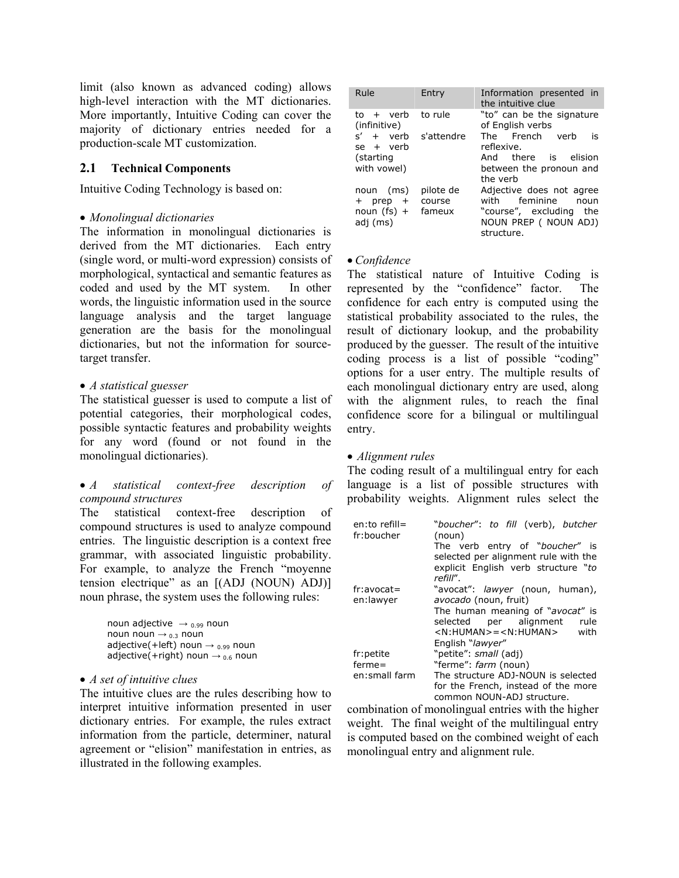limit (also known as advanced coding) allows high-level interaction with the MT dictionaries. More importantly, Intuitive Coding can cover the majority of dictionary entries needed for a production-scale MT customization.

## 2.1 Technical Components

Intuitive Coding Technology is based on:

- *Monolingual dictionaries*

The information in monolingual dictionaries is derived from the MT dictionaries. Each entry (single word, or multi-word expression) consists of morphological, syntactical and semantic features as coded and used by the MT system. In other words, the linguistic information used in the source language analysis and the target language generation are the basis for the monolingual dictionaries, but not the information for source-target transfer.

- *A statistical guesser*

The statistical guesser is used to compute a list of potential categories, their morphological codes, possible syntactic features and probability weights for any word (found or not found in the monolingual dictionaries).

- *A statistical context-free description of compound structures*

The statistical context-free description of compound structures is used to analyze compound entries. The linguistic description is a context free grammar, with associated linguistic probability. For example, to analyze the French "moyenne tension electrique" as an [(ADJ (NOUN) ADJ)] noun phrase, the system uses the following rules:

> noun adjective $\rightarrow_{0.99}$ noun
> noun noun $\rightarrow_{0.3}$ noun
> adjective(+left) noun $\rightarrow_{0.99}$ noun
> adjective(+right) noun $\rightarrow_{0.6}$ noun

- *A set of intuitive clues*

The intuitive clues are the rules describing how to interpret intuitive information presented in user dictionary entries. For example, the rules extract information from the particle, determiner, natural agreement or "elision" manifestation in entries, as illustrated in the following examples.

| Rule | Entry | Information presented in the intuitive clue |
|---|---|---|
| to + verb (infinitive) | to rule | "to" can be the signature of English verbs |
| s' + verb se + verb (starting with vowel) | s'attendre | The French verb is reflexive. And there is elision between the pronoun and the verb |
| noun (ms) + prep + noun (fs) + adj (ms) | pilote de course fameux | Adjective does not agree with feminine noun "course", excluding the NOUN PREP ( NOUN ADJ) structure. |

- *Confidence*

The statistical nature of Intuitive Coding is represented by the "confidence" factor. The confidence for each entry is computed using the statistical probability associated to the rules, the result of dictionary lookup, and the probability produced by the guesser. The result of the intuitive coding process is a list of possible "coding" options for a user entry. The multiple results of each monolingual dictionary entry are used, along with the alignment rules, to reach the final confidence score for a bilingual or multilingual entry.

- *Alignment rules*

The coding result of a multilingual entry for each language is a list of possible structures with probability weights. Alignment rules select the combination of monolingual entries with the higher weight. The final weight of the multilingual entry is computed based on the combined weight of each monolingual entry and alignment rule.

| | |
|---|---|
| en:to refill= fr:boucher | "*boucher*": *to fill* (verb), *butcher* (noun) The verb entry of "*boucher*" is selected per alignment rule with the explicit English verb structure "*to refill*". |
| fr:avocat= en:lawyer | "avocat": *lawyer* (noun, human), *avocado* (noun, fruit) The human meaning of "*avocat*" is selected per alignment rule <N:HUMAN>=<N:HUMAN> with English "*lawyer*" |
| fr:petite ferme= en:small farm | "petite": *small* (adj) "ferme": *farm* (noun) The structure ADJ-NOUN is selected for the French, instead of the more common NOUN-ADJ structure. |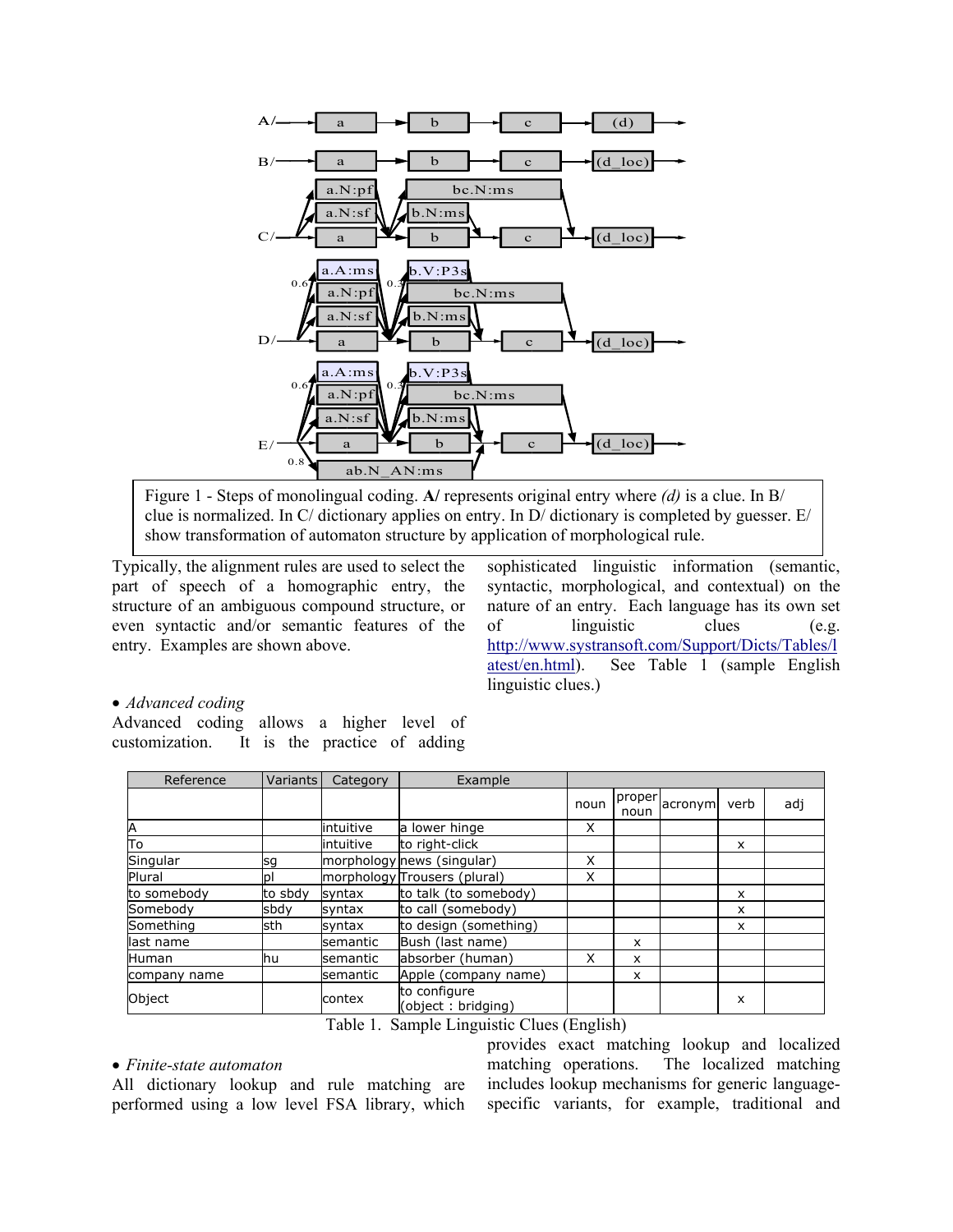Figure 1 - Steps of monolingual coding. **A/** represents original entry where *(d)* is a clue. In B/ clue is normalized. In C/ dictionary applies on entry. In D/ dictionary is completed by guesser. E/ show transformation of automaton structure by application of morphological rule.

Typically, the alignment rules are used to select the part of speech of a homographic entry, the structure of an ambiguous compound structure, or even syntactic and/or semantic features of the entry. Examples are shown above.

- *Advanced coding*

Advanced coding allows a higher level of customization. It is the practice of adding sophisticated linguistic information (semantic, syntactic, morphological, and contextual) on the nature of an entry. Each language has its own set of linguistic clues (e.g. http://www.systransoft.com/Support/Dicts/Tables/latest/en.html). See Table 1 (sample English linguistic clues.)

| Reference | Variants | Category | Example | | | | | |
|---|---|---|---|---|---|---|---|---|
| | | | | noun | proper noun | acronym | verb | adj |
| A | | intuitive | a lower hinge | X | | | | |
| To | | intuitive | to right-click | | | | x | |
| Singular | sg | morphology | news (singular) | X | | | | |
| Plural | pl | morphology | Trousers (plural) | X | | | | |
| to somebody | to sbdy | syntax | to talk (to somebody) | | | | x | |
| Somebody | sbdy | syntax | to call (somebody) | | | | x | |
| Something | sth | syntax | to design (something) | | | | x | |
| last name | | semantic | Bush (last name) | | x | | | |
| Human | hu | semantic | absorber (human) | X | x | | | |
| company name | | semantic | Apple (company name) | | x | | | |
| Object | | contex | to configure (object : bridging) | | | | x | |

Table 1. Sample Linguistic Clues (English)

- *Finite-state automaton*

All dictionary lookup and rule matching are performed using a low level FSA library, which provides exact matching lookup and localized matching operations. The localized matching includes lookup mechanisms for generic language-specific variants, for example, traditional and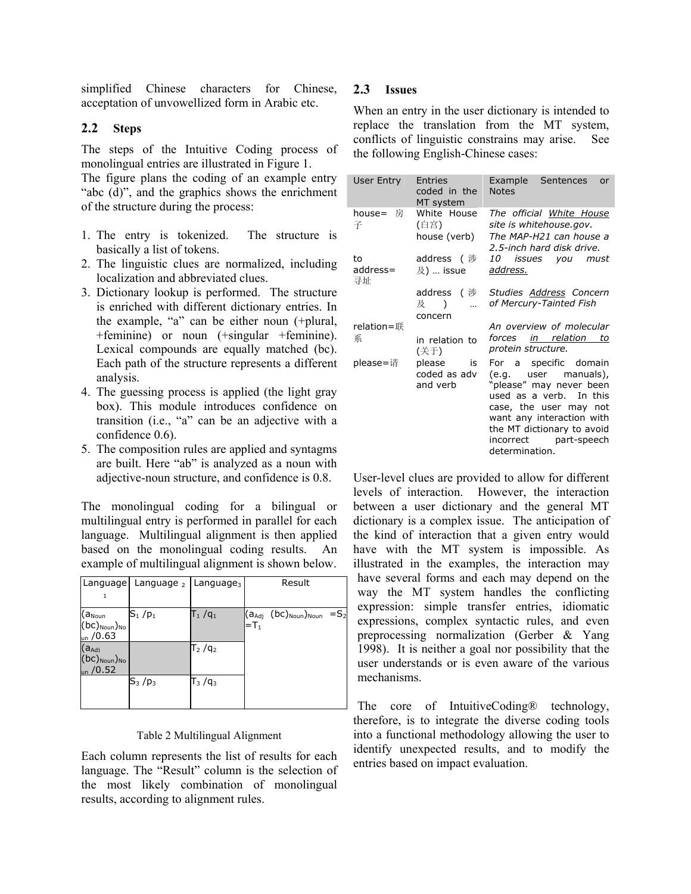simplified Chinese characters for Chinese, acceptation of unvowellized form in Arabic etc.

## 2.2 Steps

The steps of the Intuitive Coding process of monolingual entries are illustrated in Figure 1.
The figure plans the coding of an example entry “abc (d)”, and the graphics shows the enrichment of the structure during the process:

1. The entry is tokenized. The structure is basically a list of tokens.
2. The linguistic clues are normalized, including localization and abbreviated clues.
3. Dictionary lookup is performed. The structure is enriched with different dictionary entries. In the example, “a” can be either noun (+plural, +feminine) or noun (+singular +feminine). Lexical compounds are equally matched (bc). Each path of the structure represents a different analysis.
4. The guessing process is applied (the light gray box). This module introduces confidence on transition (i.e., “a” can be an adjective with a confidence 0.6).
5. The composition rules are applied and syntagms are built. Here “ab” is analyzed as a noun with adjective-noun structure, and confidence is 0.8.

The monolingual coding for a bilingual or multilingual entry is performed in parallel for each language. Multilingual alignment is then applied based on the monolingual coding results. An example of multilingual alignment is shown below.

| $Language_1$ | $Language_2$ | $Language_3$ | Result |
|---|---|---|---|
| $(a_{Noun}(bc)_{Noun})_{Noun}$ /0.63 | $S_1$ / $p_1$ | $T_1$ / $q_1$ | $(a_{Adj}\ (bc)_{Noun})_{Noun} = S_2 = T_1$ |
| $(a_{Adj}(bc)_{Noun})_{Noun}$ /0.52 | | $T_2$ / $q_2$ | |
| | $S_3$ / $p_3$ | $T_3$ / $q_3$ | |

Table 2 Multilingual Alignment

Each column represents the list of results for each language. The “Result” column is the selection of the most likely combination of monolingual results, according to alignment rules.

## 2.3 Issues

When an entry in the user dictionary is intended to replace the translation from the MT system, conflicts of linguistic constrains may arise. See the following English-Chinese cases:

| User Entry | Entries coded in the MT system | Example Sentences or Notes |
|---|---|---|
| house= 房子 | White House (白宫) | *The official White House site is whitehouse.gov.* |
| | house (verb) | *The MAP-H21 can house a 2.5-inch hard disk drive.* |
| to address= 寻址 | address (涉及) … issue | *10 issues you must address.* |
| | address (涉及) … concern | *Studies Address Concern of Mercury-Tainted Fish* |
| relation=联系 | in relation to (关于) | *An overview of molecular forces in relation to protein structure.* |
| please=请 | please is coded as adv and verb | For a specific domain (e.g. user manuals), “please” may never been used as a verb. In this case, the user may not want any interaction with the MT dictionary to avoid incorrect part-speech determination. |

User-level clues are provided to allow for different levels of interaction. However, the interaction between a user dictionary and the general MT dictionary is a complex issue. The anticipation of the kind of interaction that a given entry would have with the MT system is impossible. As illustrated in the examples, the interaction may have several forms and each may depend on the way the MT system handles the conflicting expression: simple transfer entries, idiomatic expressions, complex syntactic rules, and even preprocessing normalization (Gerber & Yang 1998). It is neither a goal nor possibility that the user understands or is even aware of the various mechanisms.

The core of IntuitiveCoding® technology, therefore, is to integrate the diverse coding tools into a functional methodology allowing the user to identify unexpected results, and to modify the entries based on impact evaluation.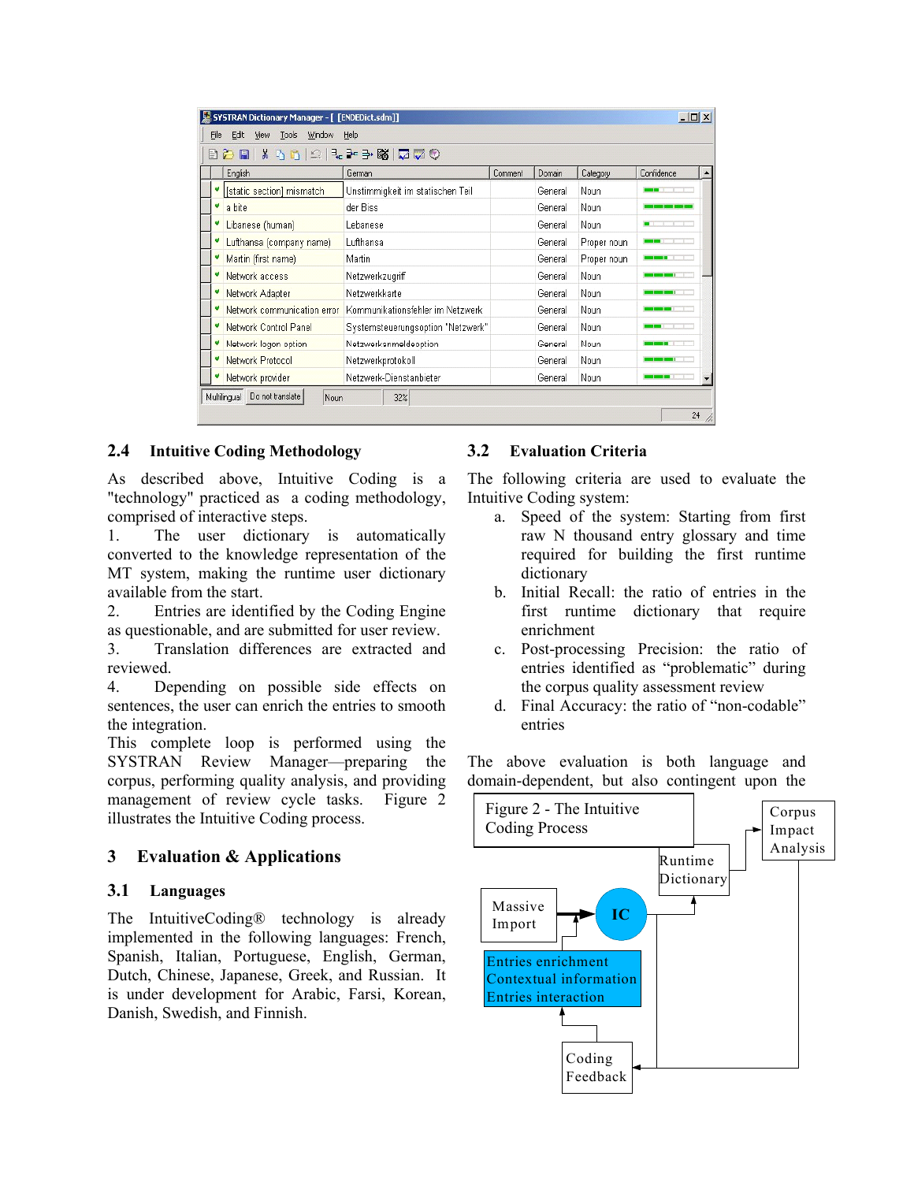## 2.4 Intuitive Coding Methodology

As described above, Intuitive Coding is a "technology" practiced as a coding methodology, comprised of interactive steps.

1. The user dictionary is automatically converted to the knowledge representation of the MT system, making the runtime user dictionary available from the start.
2. Entries are identified by the Coding Engine as questionable, and are submitted for user review.
3. Translation differences are extracted and reviewed.
4. Depending on possible side effects on sentences, the user can enrich the entries to smooth the integration.

This complete loop is performed using the SYSTRAN Review Manager—preparing the corpus, performing quality analysis, and providing management of review cycle tasks. Figure 2 illustrates the Intuitive Coding process.

# 3 Evaluation & Applications

## 3.1 Languages

The IntuitiveCoding® technology is already implemented in the following languages: French, Spanish, Italian, Portuguese, English, German, Dutch, Chinese, Japanese, Greek, and Russian. It is under development for Arabic, Farsi, Korean, Danish, Swedish, and Finnish.

## 3.2 Evaluation Criteria

The following criteria are used to evaluate the Intuitive Coding system:

a. Speed of the system: Starting from first raw N thousand entry glossary and time required for building the first runtime dictionary
b. Initial Recall: the ratio of entries in the first runtime dictionary that require enrichment
c. Post-processing Precision: the ratio of entries identified as "problematic" during the corpus quality assessment review
d. Final Accuracy: the ratio of "non-codable" entries

The above evaluation is both language and domain-dependent, but also contingent upon the

Figure 2 - The Intuitive Coding Process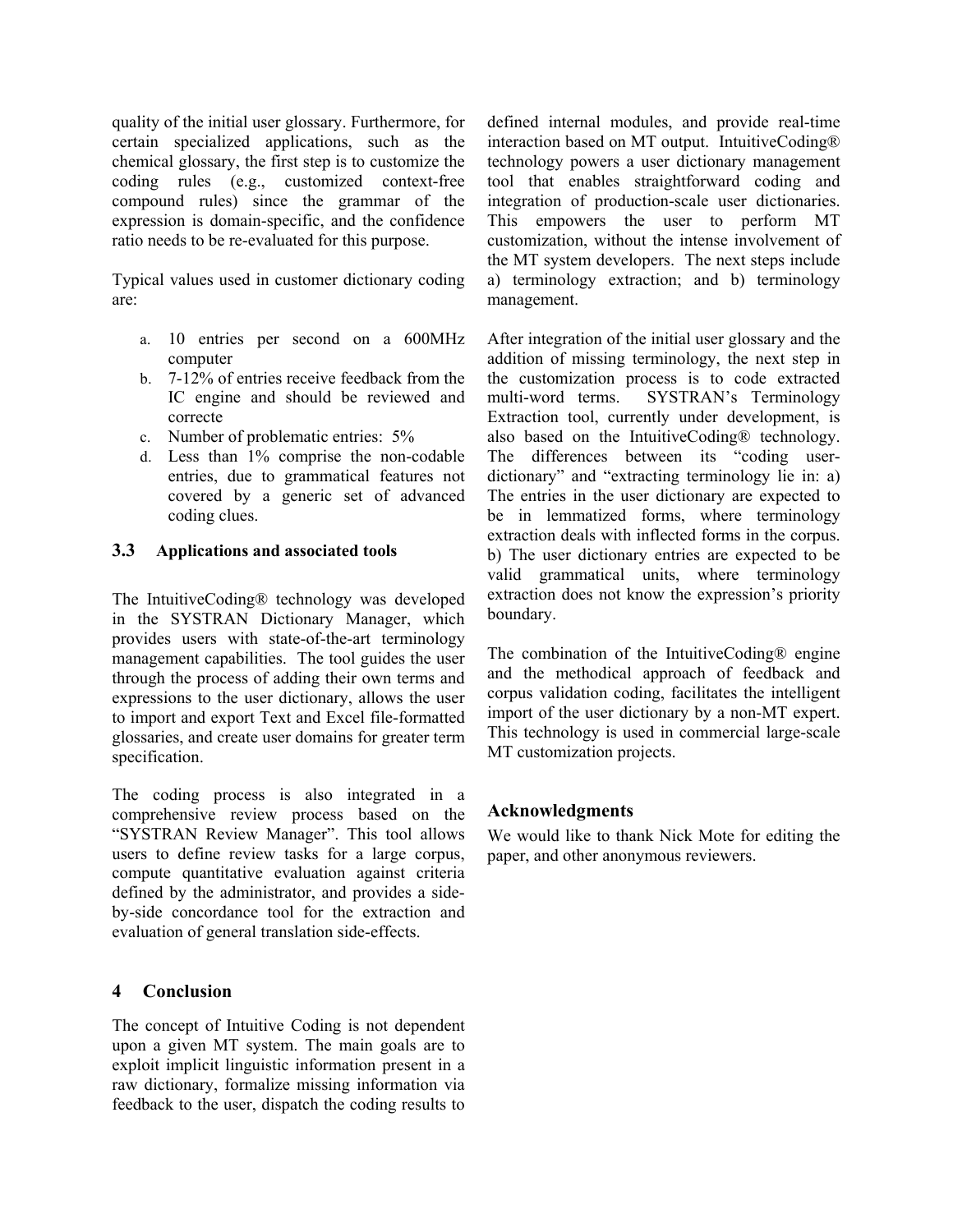quality of the initial user glossary. Furthermore, for certain specialized applications, such as the chemical glossary, the first step is to customize the coding rules (e.g., customized context-free compound rules) since the grammar of the expression is domain-specific, and the confidence ratio needs to be re-evaluated for this purpose.

Typical values used in customer dictionary coding are:

a. 10 entries per second on a 600MHz computer
b. 7-12% of entries receive feedback from the IC engine and should be reviewed and correcte
c. Number of problematic entries: 5%
d. Less than 1% comprise the non-codable entries, due to grammatical features not covered by a generic set of advanced coding clues.

### 3.3 Applications and associated tools

The IntuitiveCoding® technology was developed in the SYSTRAN Dictionary Manager, which provides users with state-of-the-art terminology management capabilities. The tool guides the user through the process of adding their own terms and expressions to the user dictionary, allows the user to import and export Text and Excel file-formatted glossaries, and create user domains for greater term specification.

The coding process is also integrated in a comprehensive review process based on the "SYSTRAN Review Manager". This tool allows users to define review tasks for a large corpus, compute quantitative evaluation against criteria defined by the administrator, and provides a side-by-side concordance tool for the extraction and evaluation of general translation side-effects.

## 4 Conclusion

The concept of Intuitive Coding is not dependent upon a given MT system. The main goals are to exploit implicit linguistic information present in a raw dictionary, formalize missing information via feedback to the user, dispatch the coding results to defined internal modules, and provide real-time interaction based on MT output. IntuitiveCoding® technology powers a user dictionary management tool that enables straightforward coding and integration of production-scale user dictionaries. This empowers the user to perform MT customization, without the intense involvement of the MT system developers. The next steps include a) terminology extraction; and b) terminology management.

After integration of the initial user glossary and the addition of missing terminology, the next step in the customization process is to code extracted multi-word terms. SYSTRAN's Terminology Extraction tool, currently under development, is also based on the IntuitiveCoding® technology. The differences between its "coding user-dictionary" and "extracting terminology lie in: a) The entries in the user dictionary are expected to be in lemmatized forms, where terminology extraction deals with inflected forms in the corpus. b) The user dictionary entries are expected to be valid grammatical units, where terminology extraction does not know the expression's priority boundary.

The combination of the IntuitiveCoding® engine and the methodical approach of feedback and corpus validation coding, facilitates the intelligent import of the user dictionary by a non-MT expert. This technology is used in commercial large-scale MT customization projects.

## Acknowledgments

We would like to thank Nick Mote for editing the paper, and other anonymous reviewers.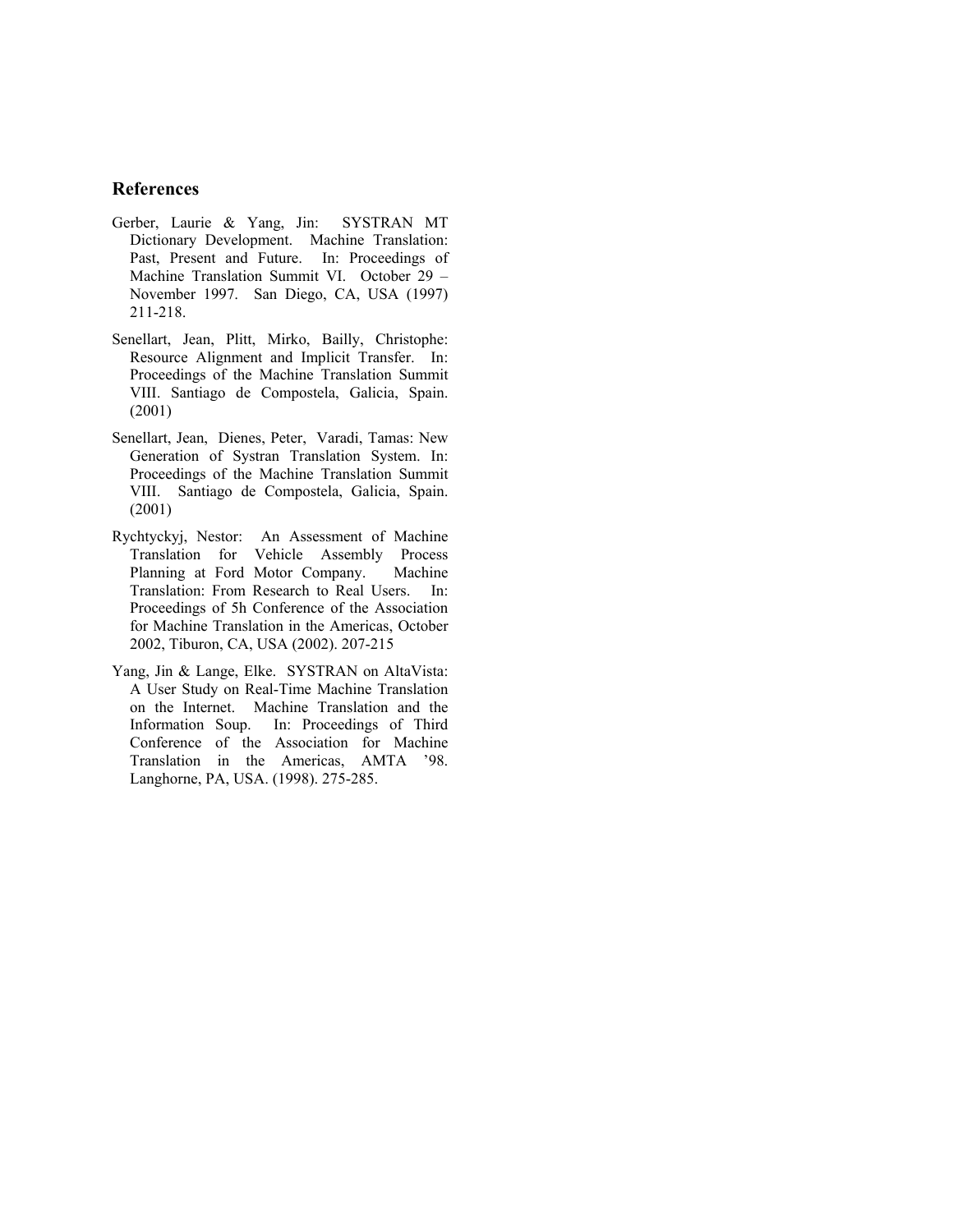## References

Gerber, Laurie & Yang, Jin: SYSTRAN MT Dictionary Development. Machine Translation: Past, Present and Future. In: Proceedings of Machine Translation Summit VI. October 29 – November 1997. San Diego, CA, USA (1997) 211-218.

Senellart, Jean, Plitt, Mirko, Bailly, Christophe: Resource Alignment and Implicit Transfer. In: Proceedings of the Machine Translation Summit VIII. Santiago de Compostela, Galicia, Spain. (2001)

Senellart, Jean, Dienes, Peter, Varadi, Tamas: New Generation of Systran Translation System. In: Proceedings of the Machine Translation Summit VIII. Santiago de Compostela, Galicia, Spain. (2001)

Rychtyckyj, Nestor: An Assessment of Machine Translation for Vehicle Assembly Process Planning at Ford Motor Company. Machine Translation: From Research to Real Users. In: Proceedings of 5h Conference of the Association for Machine Translation in the Americas, October 2002, Tiburon, CA, USA (2002). 207-215

Yang, Jin & Lange, Elke. SYSTRAN on AltaVista: A User Study on Real-Time Machine Translation on the Internet. Machine Translation and the Information Soup. In: Proceedings of Third Conference of the Association for Machine Translation in the Americas, AMTA '98. Langhorne, PA, USA. (1998). 275-285.